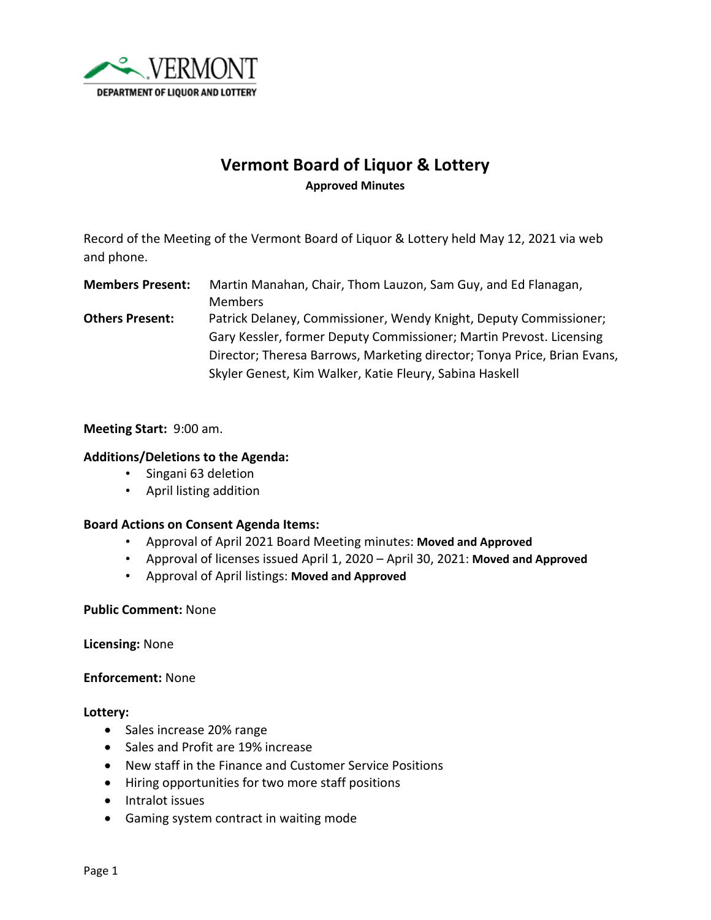VERMONT
DEPARTMENT OF LIQUOR AND LOTTERY

# Vermont Board of Liquor & Lottery

**Approved Minutes**

Record of the Meeting of the Vermont Board of Liquor & Lottery held May 12, 2021 via web and phone.

**Members Present:** Martin Manahan, Chair, Thom Lauzon, Sam Guy, and Ed Flanagan, Members

**Others Present:** Patrick Delaney, Commissioner, Wendy Knight, Deputy Commissioner; Gary Kessler, former Deputy Commissioner; Martin Prevost. Licensing Director; Theresa Barrows, Marketing director; Tonya Price, Brian Evans, Skyler Genest, Kim Walker, Katie Fleury, Sabina Haskell

**Meeting Start:** 9:00 am.

**Additions/Deletions to the Agenda:**

- Singani 63 deletion
- April listing addition

**Board Actions on Consent Agenda Items:**

- Approval of April 2021 Board Meeting minutes: **Moved and Approved**
- Approval of licenses issued April 1, 2020 – April 30, 2021: **Moved and Approved**
- Approval of April listings: **Moved and Approved**

**Public Comment:** None

**Licensing:** None

**Enforcement:** None

**Lottery:**

- Sales increase 20% range
- Sales and Profit are 19% increase
- New staff in the Finance and Customer Service Positions
- Hiring opportunities for two more staff positions
- Intralot issues
- Gaming system contract in waiting mode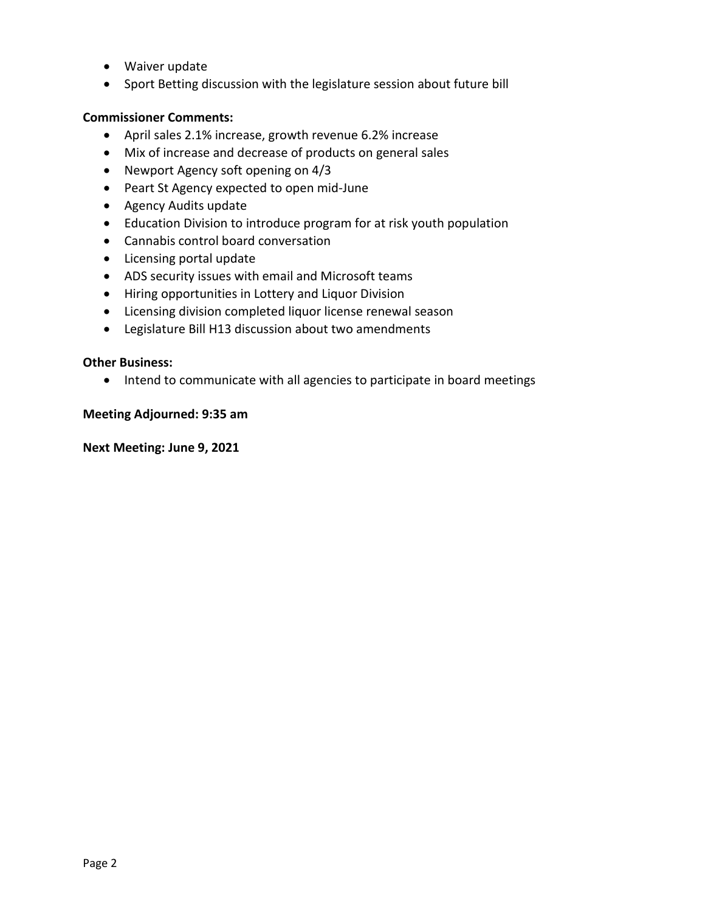- Waiver update
- Sport Betting discussion with the legislature session about future bill

**Commissioner Comments:**

- April sales 2.1% increase, growth revenue 6.2% increase
- Mix of increase and decrease of products on general sales
- Newport Agency soft opening on 4/3
- Peart St Agency expected to open mid-June
- Agency Audits update
- Education Division to introduce program for at risk youth population
- Cannabis control board conversation
- Licensing portal update
- ADS security issues with email and Microsoft teams
- Hiring opportunities in Lottery and Liquor Division
- Licensing division completed liquor license renewal season
- Legislature Bill H13 discussion about two amendments

**Other Business:**

- Intend to communicate with all agencies to participate in board meetings

**Meeting Adjourned: 9:35 am**

**Next Meeting: June 9, 2021**